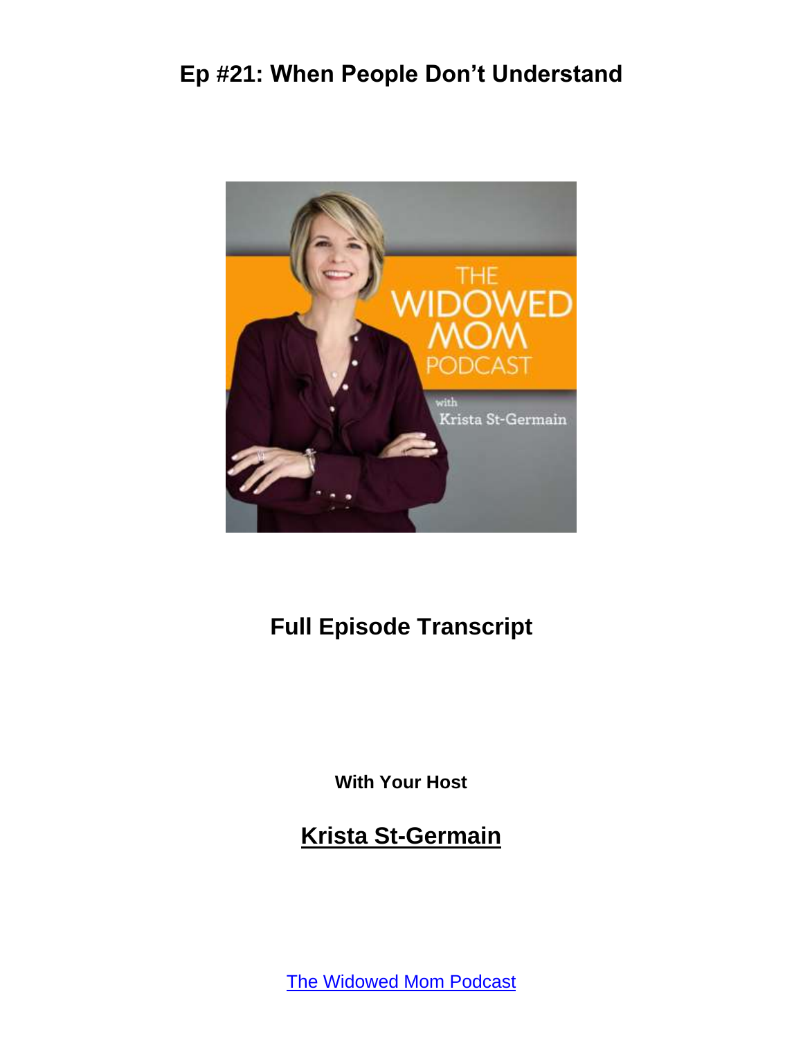# Ep #21: When People Don't Understand

## Full Episode Transcript

**With Your Host**

## Krista St-Germain

The Widowed Mom Podcast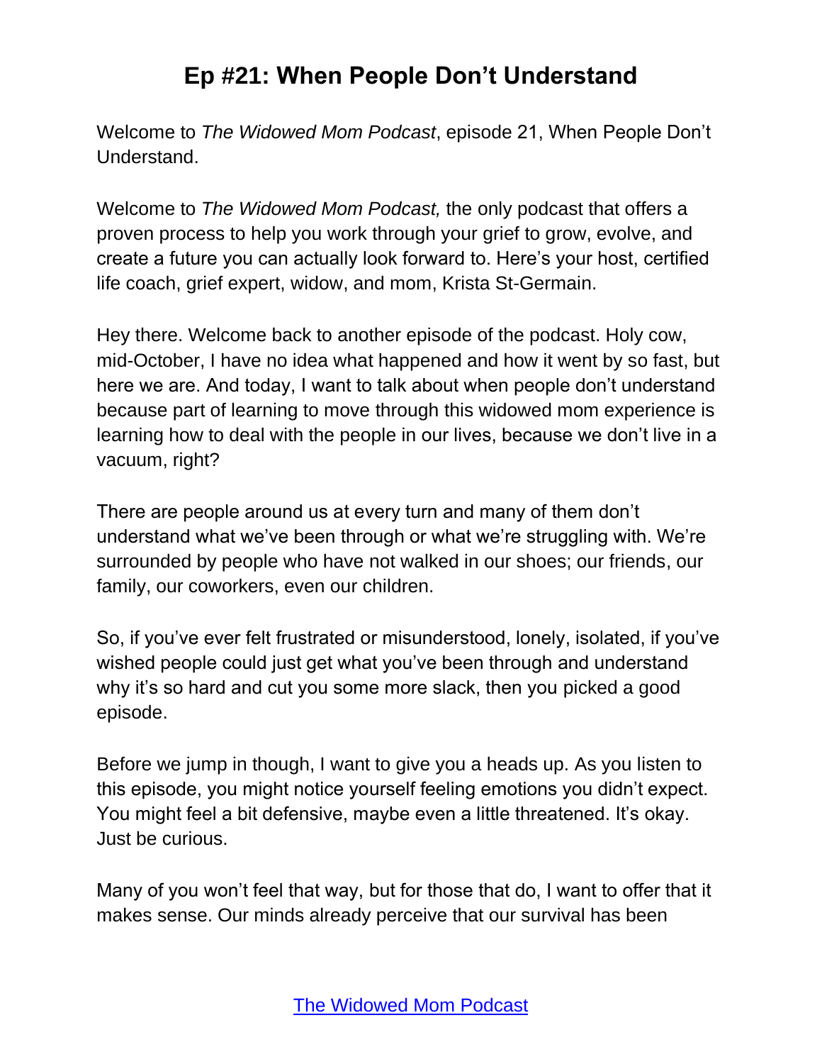# Ep #21: When People Don't Understand

Welcome to *The Widowed Mom Podcast*, episode 21, When People Don't Understand.

Welcome to *The Widowed Mom Podcast,* the only podcast that offers a proven process to help you work through your grief to grow, evolve, and create a future you can actually look forward to. Here's your host, certified life coach, grief expert, widow, and mom, Krista St-Germain.

Hey there. Welcome back to another episode of the podcast. Holy cow, mid-October, I have no idea what happened and how it went by so fast, but here we are. And today, I want to talk about when people don't understand because part of learning to move through this widowed mom experience is learning how to deal with the people in our lives, because we don't live in a vacuum, right?

There are people around us at every turn and many of them don't understand what we've been through or what we're struggling with. We're surrounded by people who have not walked in our shoes; our friends, our family, our coworkers, even our children.

So, if you've ever felt frustrated or misunderstood, lonely, isolated, if you've wished people could just get what you've been through and understand why it's so hard and cut you some more slack, then you picked a good episode.

Before we jump in though, I want to give you a heads up. As you listen to this episode, you might notice yourself feeling emotions you didn't expect. You might feel a bit defensive, maybe even a little threatened. It's okay. Just be curious.

Many of you won't feel that way, but for those that do, I want to offer that it makes sense. Our minds already perceive that our survival has been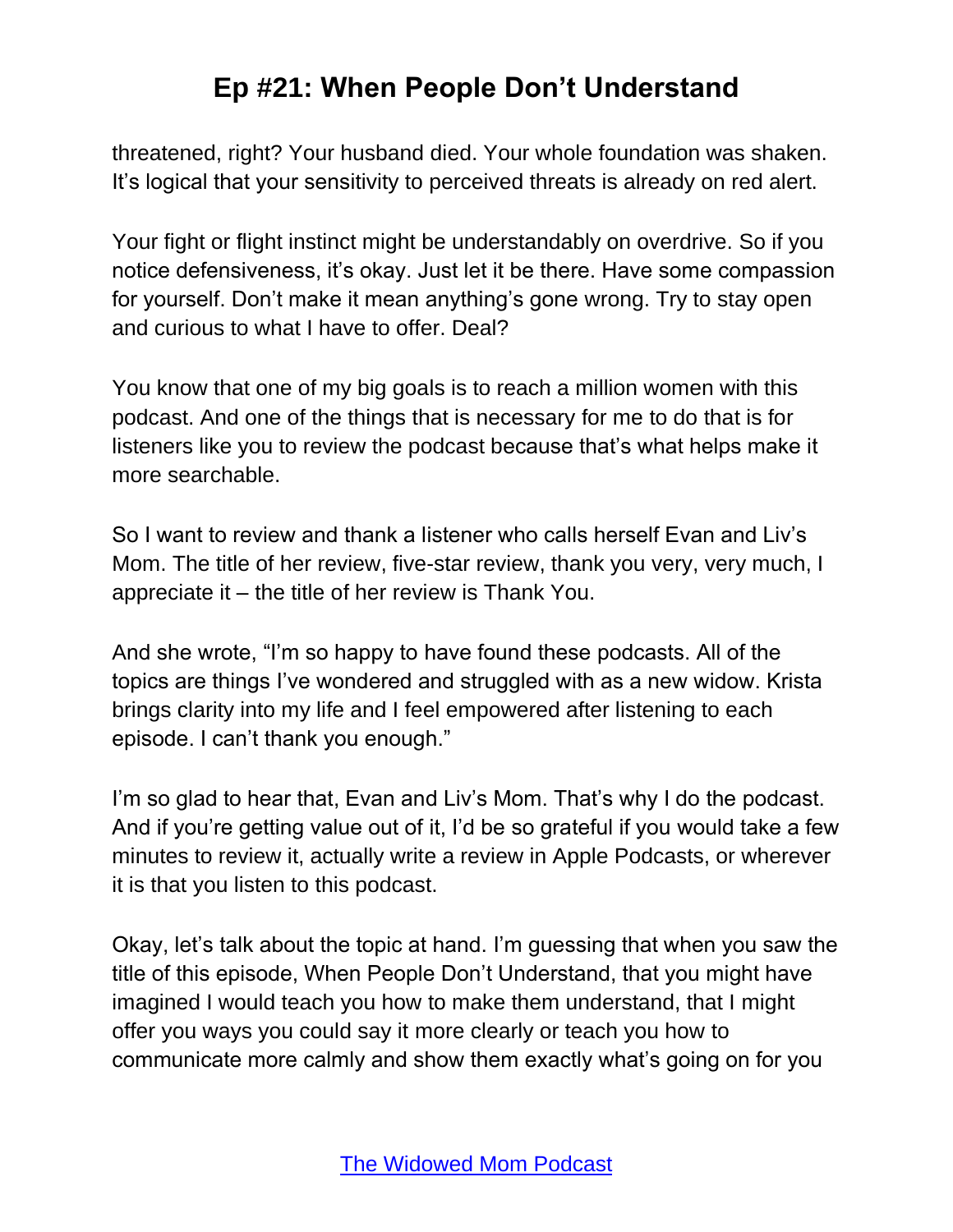threatened, right? Your husband died. Your whole foundation was shaken. It's logical that your sensitivity to perceived threats is already on red alert.

Your fight or flight instinct might be understandably on overdrive. So if you notice defensiveness, it's okay. Just let it be there. Have some compassion for yourself. Don't make it mean anything's gone wrong. Try to stay open and curious to what I have to offer. Deal?

You know that one of my big goals is to reach a million women with this podcast. And one of the things that is necessary for me to do that is for listeners like you to review the podcast because that's what helps make it more searchable.

So I want to review and thank a listener who calls herself Evan and Liv's Mom. The title of her review, five-star review, thank you very, very much, I appreciate it – the title of her review is Thank You.

And she wrote, "I'm so happy to have found these podcasts. All of the topics are things I've wondered and struggled with as a new widow. Krista brings clarity into my life and I feel empowered after listening to each episode. I can't thank you enough."

I'm so glad to hear that, Evan and Liv's Mom. That's why I do the podcast. And if you're getting value out of it, I'd be so grateful if you would take a few minutes to review it, actually write a review in Apple Podcasts, or wherever it is that you listen to this podcast.

Okay, let's talk about the topic at hand. I'm guessing that when you saw the title of this episode, When People Don't Understand, that you might have imagined I would teach you how to make them understand, that I might offer you ways you could say it more clearly or teach you how to communicate more calmly and show them exactly what's going on for you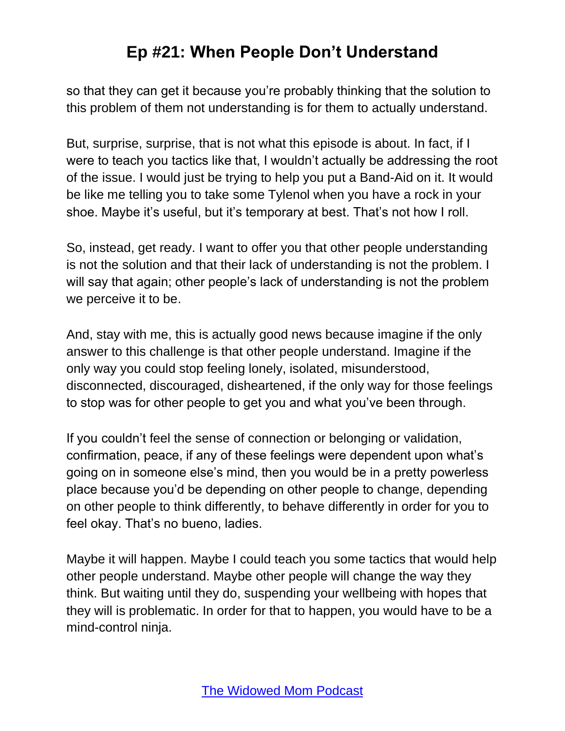so that they can get it because you're probably thinking that the solution to this problem of them not understanding is for them to actually understand.

But, surprise, surprise, that is not what this episode is about. In fact, if I were to teach you tactics like that, I wouldn't actually be addressing the root of the issue. I would just be trying to help you put a Band-Aid on it. It would be like me telling you to take some Tylenol when you have a rock in your shoe. Maybe it's useful, but it's temporary at best. That's not how I roll.

So, instead, get ready. I want to offer you that other people understanding is not the solution and that their lack of understanding is not the problem. I will say that again; other people's lack of understanding is not the problem we perceive it to be.

And, stay with me, this is actually good news because imagine if the only answer to this challenge is that other people understand. Imagine if the only way you could stop feeling lonely, isolated, misunderstood, disconnected, discouraged, disheartened, if the only way for those feelings to stop was for other people to get you and what you've been through.

If you couldn't feel the sense of connection or belonging or validation, confirmation, peace, if any of these feelings were dependent upon what's going on in someone else's mind, then you would be in a pretty powerless place because you'd be depending on other people to change, depending on other people to think differently, to behave differently in order for you to feel okay. That's no bueno, ladies.

Maybe it will happen. Maybe I could teach you some tactics that would help other people understand. Maybe other people will change the way they think. But waiting until they do, suspending your wellbeing with hopes that they will is problematic. In order for that to happen, you would have to be a mind-control ninja.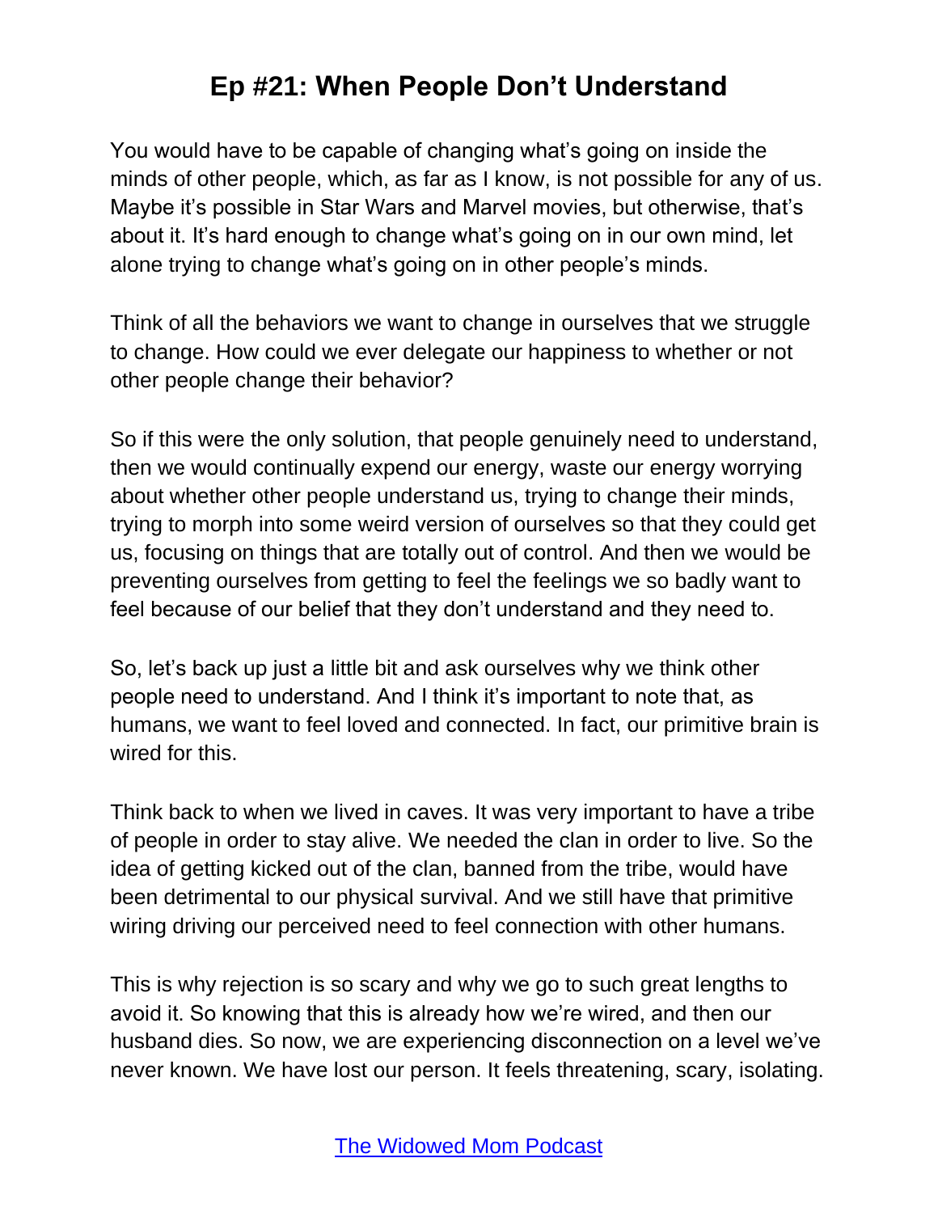You would have to be capable of changing what's going on inside the minds of other people, which, as far as I know, is not possible for any of us. Maybe it's possible in Star Wars and Marvel movies, but otherwise, that's about it. It's hard enough to change what's going on in our own mind, let alone trying to change what's going on in other people's minds.

Think of all the behaviors we want to change in ourselves that we struggle to change. How could we ever delegate our happiness to whether or not other people change their behavior?

So if this were the only solution, that people genuinely need to understand, then we would continually expend our energy, waste our energy worrying about whether other people understand us, trying to change their minds, trying to morph into some weird version of ourselves so that they could get us, focusing on things that are totally out of control. And then we would be preventing ourselves from getting to feel the feelings we so badly want to feel because of our belief that they don't understand and they need to.

So, let's back up just a little bit and ask ourselves why we think other people need to understand. And I think it's important to note that, as humans, we want to feel loved and connected. In fact, our primitive brain is wired for this.

Think back to when we lived in caves. It was very important to have a tribe of people in order to stay alive. We needed the clan in order to live. So the idea of getting kicked out of the clan, banned from the tribe, would have been detrimental to our physical survival. And we still have that primitive wiring driving our perceived need to feel connection with other humans.

This is why rejection is so scary and why we go to such great lengths to avoid it. So knowing that this is already how we're wired, and then our husband dies. So now, we are experiencing disconnection on a level we've never known. We have lost our person. It feels threatening, scary, isolating.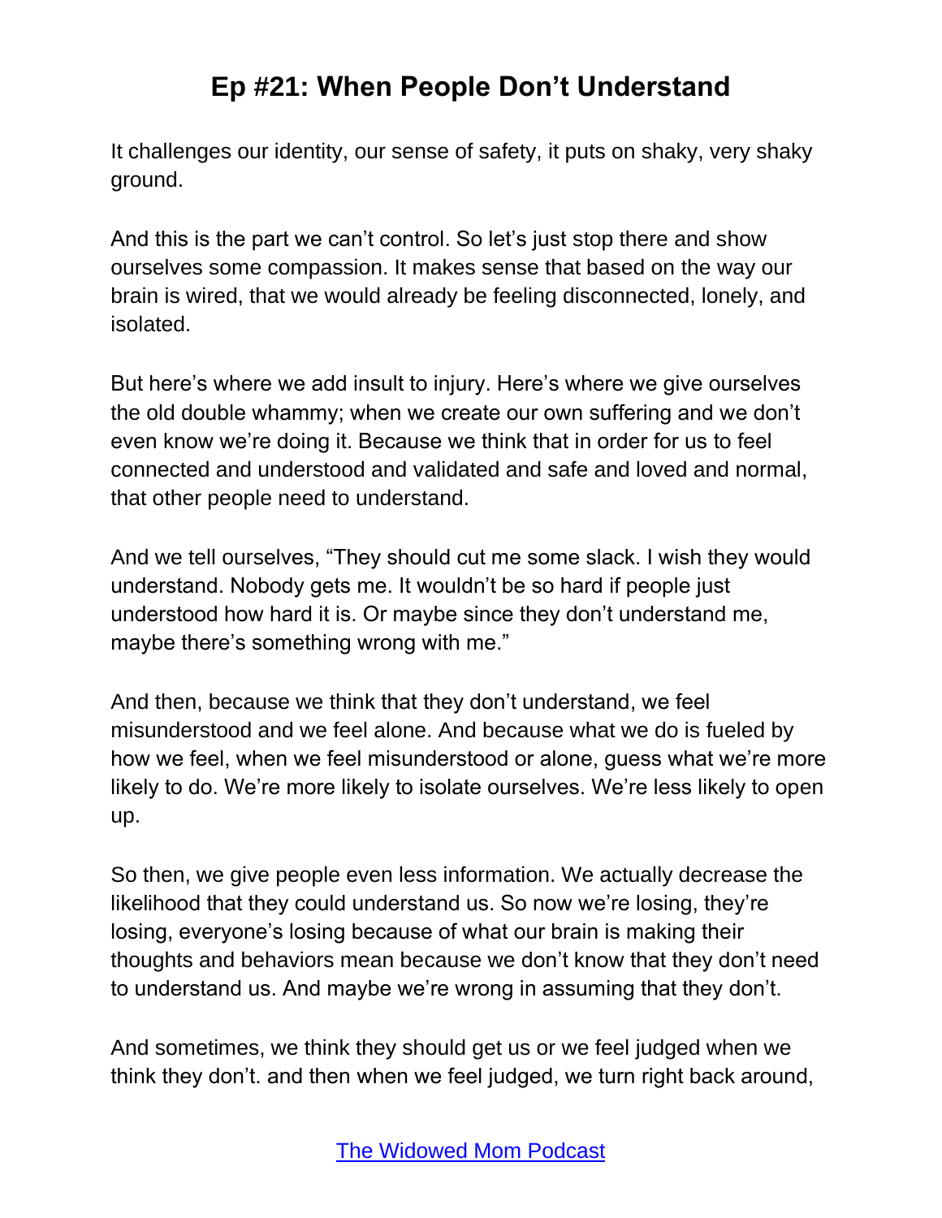It challenges our identity, our sense of safety, it puts on shaky, very shaky ground.

And this is the part we can't control. So let's just stop there and show ourselves some compassion. It makes sense that based on the way our brain is wired, that we would already be feeling disconnected, lonely, and isolated.

But here's where we add insult to injury. Here's where we give ourselves the old double whammy; when we create our own suffering and we don't even know we're doing it. Because we think that in order for us to feel connected and understood and validated and safe and loved and normal, that other people need to understand.

And we tell ourselves, "They should cut me some slack. I wish they would understand. Nobody gets me. It wouldn't be so hard if people just understood how hard it is. Or maybe since they don't understand me, maybe there's something wrong with me."

And then, because we think that they don't understand, we feel misunderstood and we feel alone. And because what we do is fueled by how we feel, when we feel misunderstood or alone, guess what we're more likely to do. We're more likely to isolate ourselves. We're less likely to open up.

So then, we give people even less information. We actually decrease the likelihood that they could understand us. So now we're losing, they're losing, everyone's losing because of what our brain is making their thoughts and behaviors mean because we don't know that they don't need to understand us. And maybe we're wrong in assuming that they don't.

And sometimes, we think they should get us or we feel judged when we think they don't. and then when we feel judged, we turn right back around,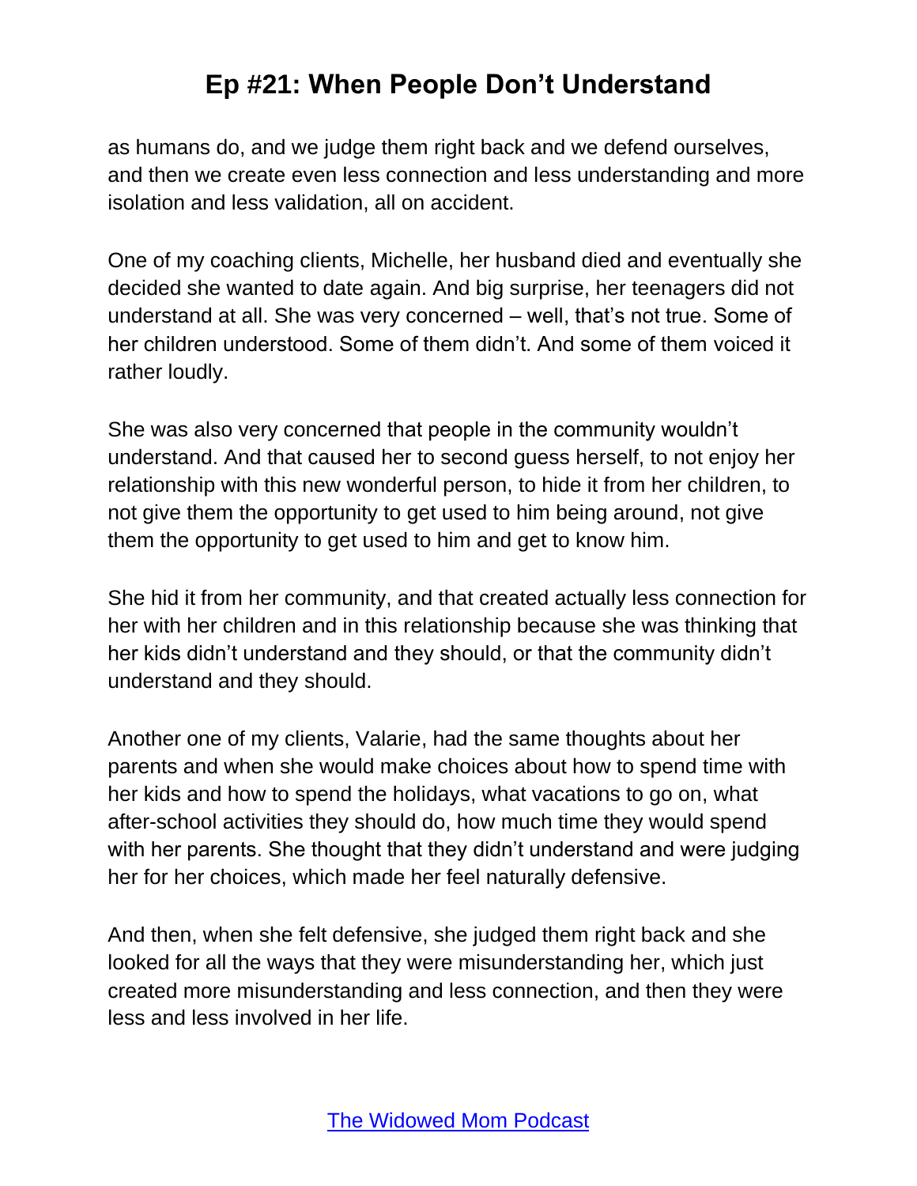as humans do, and we judge them right back and we defend ourselves, and then we create even less connection and less understanding and more isolation and less validation, all on accident.

One of my coaching clients, Michelle, her husband died and eventually she decided she wanted to date again. And big surprise, her teenagers did not understand at all. She was very concerned – well, that's not true. Some of her children understood. Some of them didn't. And some of them voiced it rather loudly.

She was also very concerned that people in the community wouldn't understand. And that caused her to second guess herself, to not enjoy her relationship with this new wonderful person, to hide it from her children, to not give them the opportunity to get used to him being around, not give them the opportunity to get used to him and get to know him.

She hid it from her community, and that created actually less connection for her with her children and in this relationship because she was thinking that her kids didn't understand and they should, or that the community didn't understand and they should.

Another one of my clients, Valarie, had the same thoughts about her parents and when she would make choices about how to spend time with her kids and how to spend the holidays, what vacations to go on, what after-school activities they should do, how much time they would spend with her parents. She thought that they didn't understand and were judging her for her choices, which made her feel naturally defensive.

And then, when she felt defensive, she judged them right back and she looked for all the ways that they were misunderstanding her, which just created more misunderstanding and less connection, and then they were less and less involved in her life.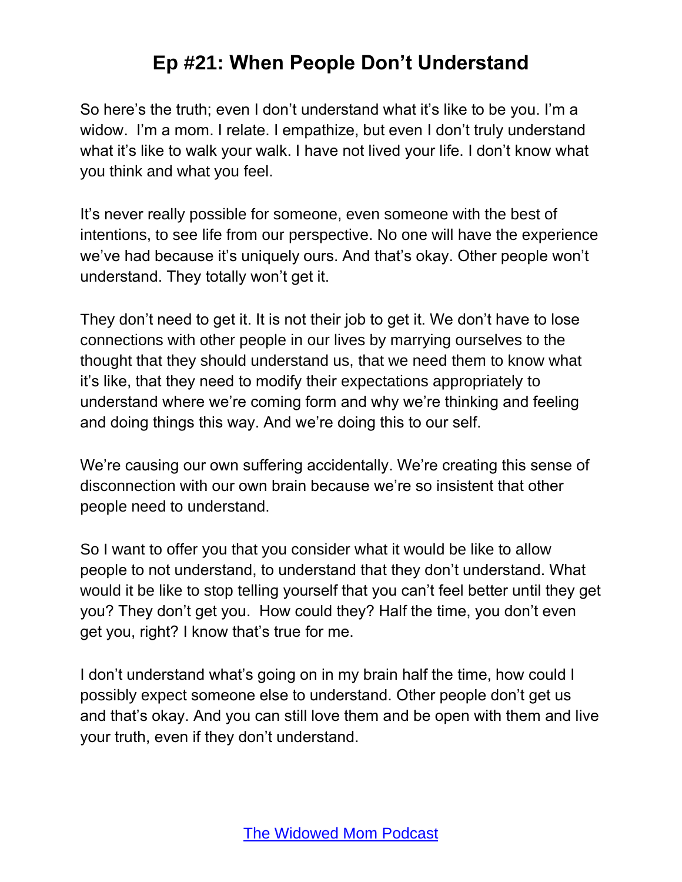So here's the truth; even I don't understand what it's like to be you. I'm a widow. I'm a mom. I relate. I empathize, but even I don't truly understand what it's like to walk your walk. I have not lived your life. I don't know what you think and what you feel.

It's never really possible for someone, even someone with the best of intentions, to see life from our perspective. No one will have the experience we've had because it's uniquely ours. And that's okay. Other people won't understand. They totally won't get it.

They don't need to get it. It is not their job to get it. We don't have to lose connections with other people in our lives by marrying ourselves to the thought that they should understand us, that we need them to know what it's like, that they need to modify their expectations appropriately to understand where we're coming form and why we're thinking and feeling and doing things this way. And we're doing this to our self.

We're causing our own suffering accidentally. We're creating this sense of disconnection with our own brain because we're so insistent that other people need to understand.

So I want to offer you that you consider what it would be like to allow people to not understand, to understand that they don't understand. What would it be like to stop telling yourself that you can't feel better until they get you? They don't get you. How could they? Half the time, you don't even get you, right? I know that's true for me.

I don't understand what's going on in my brain half the time, how could I possibly expect someone else to understand. Other people don't get us and that's okay. And you can still love them and be open with them and live your truth, even if they don't understand.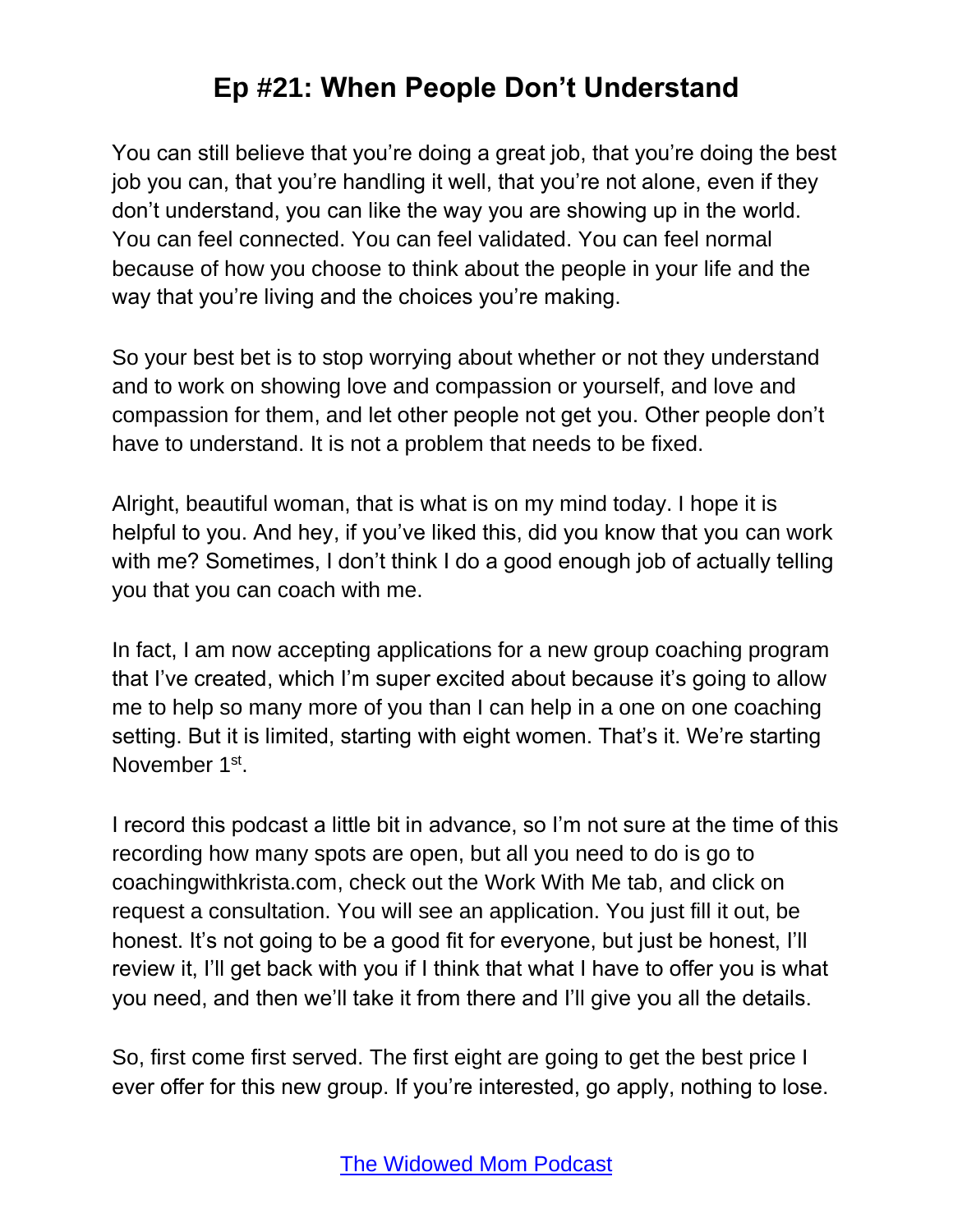You can still believe that you're doing a great job, that you're doing the best job you can, that you're handling it well, that you're not alone, even if they don't understand, you can like the way you are showing up in the world. You can feel connected. You can feel validated. You can feel normal because of how you choose to think about the people in your life and the way that you're living and the choices you're making.

So your best bet is to stop worrying about whether or not they understand and to work on showing love and compassion or yourself, and love and compassion for them, and let other people not get you. Other people don't have to understand. It is not a problem that needs to be fixed.

Alright, beautiful woman, that is what is on my mind today. I hope it is helpful to you. And hey, if you've liked this, did you know that you can work with me? Sometimes, I don't think I do a good enough job of actually telling you that you can coach with me.

In fact, I am now accepting applications for a new group coaching program that I've created, which I'm super excited about because it's going to allow me to help so many more of you than I can help in a one on one coaching setting. But it is limited, starting with eight women. That's it. We're starting November 1st.

I record this podcast a little bit in advance, so I'm not sure at the time of this recording how many spots are open, but all you need to do is go to coachingwithkrista.com, check out the Work With Me tab, and click on request a consultation. You will see an application. You just fill it out, be honest. It's not going to be a good fit for everyone, but just be honest, I'll review it, I'll get back with you if I think that what I have to offer you is what you need, and then we'll take it from there and I'll give you all the details.

So, first come first served. The first eight are going to get the best price I ever offer for this new group. If you're interested, go apply, nothing to lose.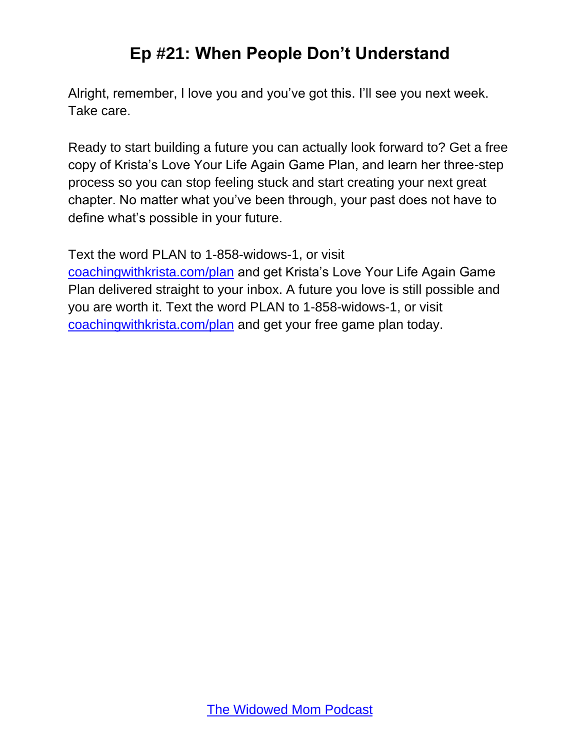Alright, remember, I love you and you've got this. I'll see you next week. Take care.

Ready to start building a future you can actually look forward to? Get a free copy of Krista's Love Your Life Again Game Plan, and learn her three-step process so you can stop feeling stuck and start creating your next great chapter. No matter what you've been through, your past does not have to define what's possible in your future.

Text the word PLAN to 1-858-widows-1, or visit [coachingwithkrista.com/plan](coachingwithkrista.com/plan) and get Krista's Love Your Life Again Game Plan delivered straight to your inbox. A future you love is still possible and you are worth it. Text the word PLAN to 1-858-widows-1, or visit [coachingwithkrista.com/plan](coachingwithkrista.com/plan) and get your free game plan today.